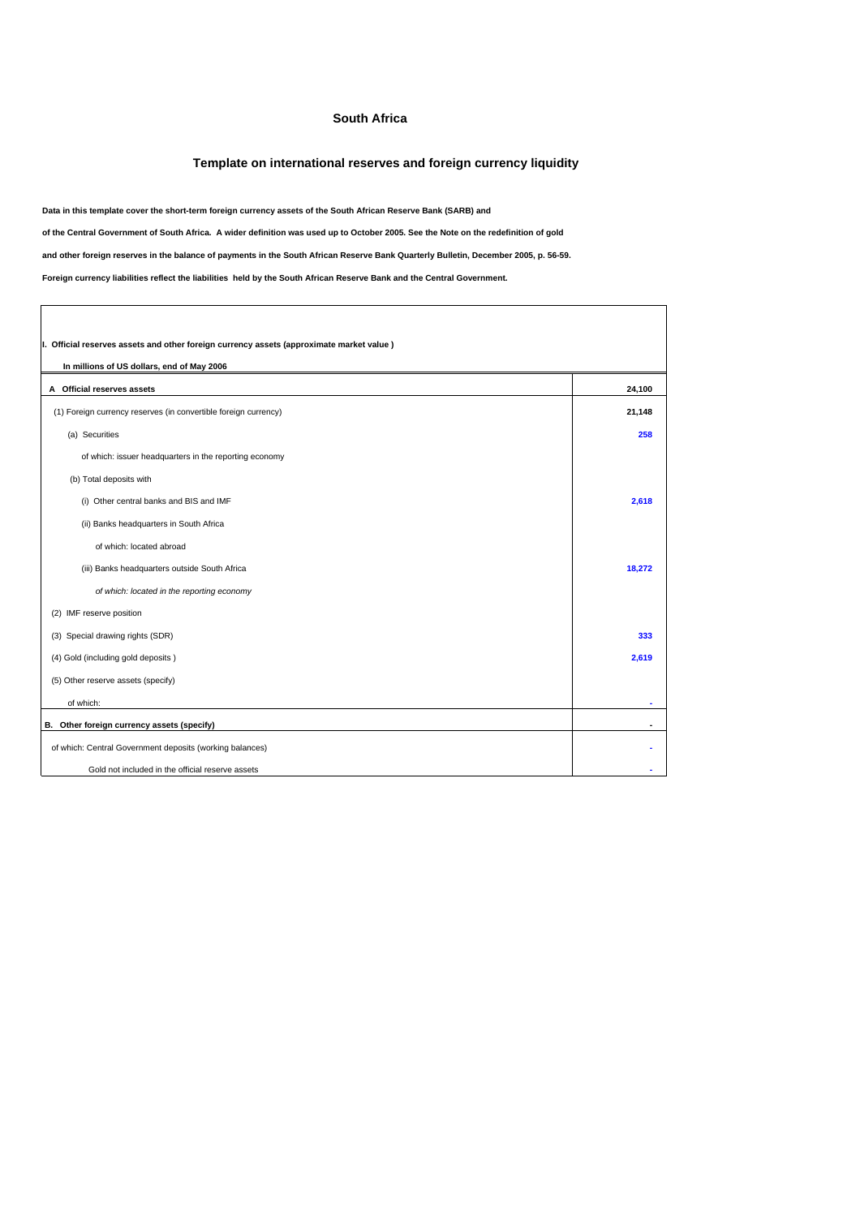# South Africa

## Template on international reserves and foreign currency liquidity

**Data in this template cover the short-term foreign currency assets of the South African Reserve Bank (SARB) and**

**of the Central Government of South Africa. A wider definition was used up to October 2005. See the Note on the redefinition of gold**

**and other foreign reserves in the balance of payments in the South African Reserve Bank Quarterly Bulletin, December 2005, p. 56-59.**

**Foreign currency liabilities reflect the liabilities held by the South African Reserve Bank and the Central Government.**

| **I. Official reserves assets and other foreign currency assets (approximate market value)** | |
|---|---|
| **In millions of US dollars, end of May 2006** | |
| **A Official reserves assets** | **24,100** |
| (1) Foreign currency reserves (in convertible foreign currency) | **21,148** |
| (a) Securities | **258** |
| of which: issuer headquarters in the reporting economy | |
| (b) Total deposits with | |
| (i) Other central banks and BIS and IMF | **2,618** |
| (ii) Banks headquarters in South Africa | |
| of which: located abroad | |
| (iii) Banks headquarters outside South Africa | **18,272** |
| *of which: located in the reporting economy* | |
| (2) IMF reserve position | |
| (3) Special drawing rights (SDR) | **333** |
| (4) Gold (including gold deposits) | **2,619** |
| (5) Other reserve assets (specify) | |
| of which: | - |
| **B. Other foreign currency assets (specify)** | - |
| of which: Central Government deposits (working balances) | - |
| Gold not included in the official reserve assets | - |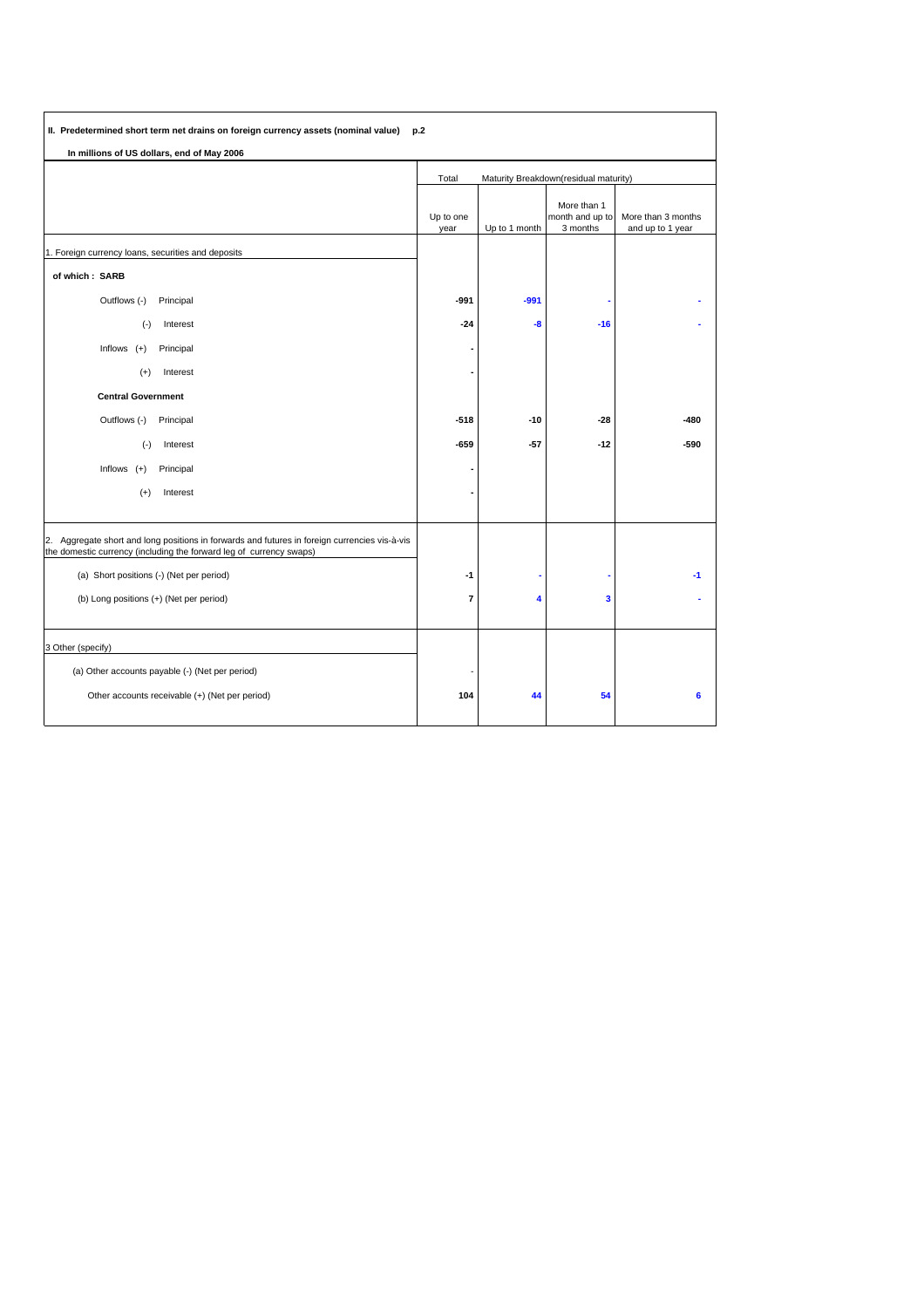**II. Predetermined short term net drains on foreign currency assets (nominal value)** **p.2**

**In millions of US dollars, end of May 2006**

| | Total | Maturity Breakdown(residual maturity) | | |
|---|---|---|---|---|
| | Up to one year | Up to 1 month | More than 1 month and up to 3 months | More than 3 months and up to 1 year |
| 1. Foreign currency loans, securities and deposits | | | | |
| **of which : SARB** | | | | |
| Outflows (-) Principal | **-991** | **-991** | **-** | **-** |
| (-) Interest | **-24** | **-8** | **-16** | **-** |
| Inflows (+) Principal | **-** | | | |
| (+) Interest | **-** | | | |
| **Central Government** | | | | |
| Outflows (-) Principal | **-518** | **-10** | **-28** | **-480** |
| (-) Interest | **-659** | **-57** | **-12** | **-590** |
| Inflows (+) Principal | **-** | | | |
| (+) Interest | **-** | | | |
| 2. Aggregate short and long positions in forwards and futures in foreign currencies vis-à-vis the domestic currency (including the forward leg of currency swaps) | | | | |
| (a) Short positions (-) (Net per period) | **-1** | **-** | **-** | **-1** |
| (b) Long positions (+) (Net per period) | **7** | **4** | **3** | **-** |
| 3 Other (specify) | | | | |
| (a) Other accounts payable (-) (Net per period) | - | | | |
| Other accounts receivable (+) (Net per period) | **104** | **44** | **54** | **6** |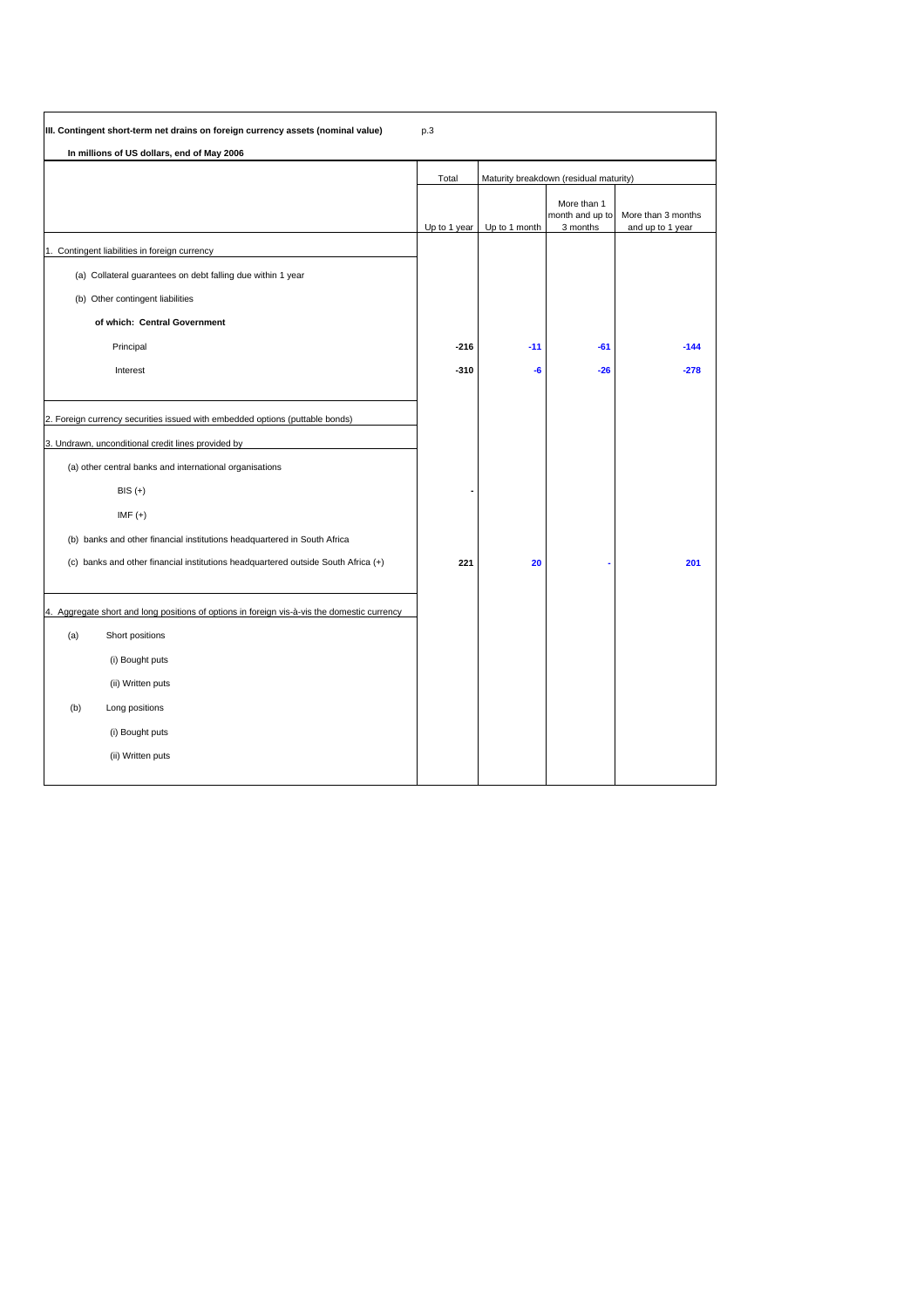**III. Contingent short-term net drains on foreign currency assets (nominal value)**

**In millions of US dollars, end of May 2006**

| | Total | Maturity breakdown (residual maturity) | | |
|---|---|---|---|---|
| | Up to 1 year | Up to 1 month | More than 1 month and up to 3 months | More than 3 months and up to 1 year |
| 1. Contingent liabilities in foreign currency | | | | |
| (a) Collateral guarantees on debt falling due within 1 year | | | | |
| (b) Other contingent liabilities | | | | |
| **of which: Central Government** | | | | |
| Principal | **-216** | **-11** | **-61** | **-144** |
| Interest | **-310** | **-6** | **-26** | **-278** |
| 2. Foreign currency securities issued with embedded options (puttable bonds) | | | | |
| 3. Undrawn, unconditional credit lines provided by | | | | |
| (a) other central banks and international organisations | | | | |
| BIS (+) | **-** | | | |
| IMF (+) | | | | |
| (b) banks and other financial institutions headquartered in South Africa | | | | |
| (c) banks and other financial institutions headquartered outside South Africa (+) | **221** | **20** | **-** | **201** |
| 4. Aggregate short and long positions of options in foreign vis-à-vis the domestic currency | | | | |
| (a) Short positions | | | | |
| (i) Bought puts | | | | |
| (ii) Written puts | | | | |
| (b) Long positions | | | | |
| (i) Bought puts | | | | |
| (ii) Written puts | | | | |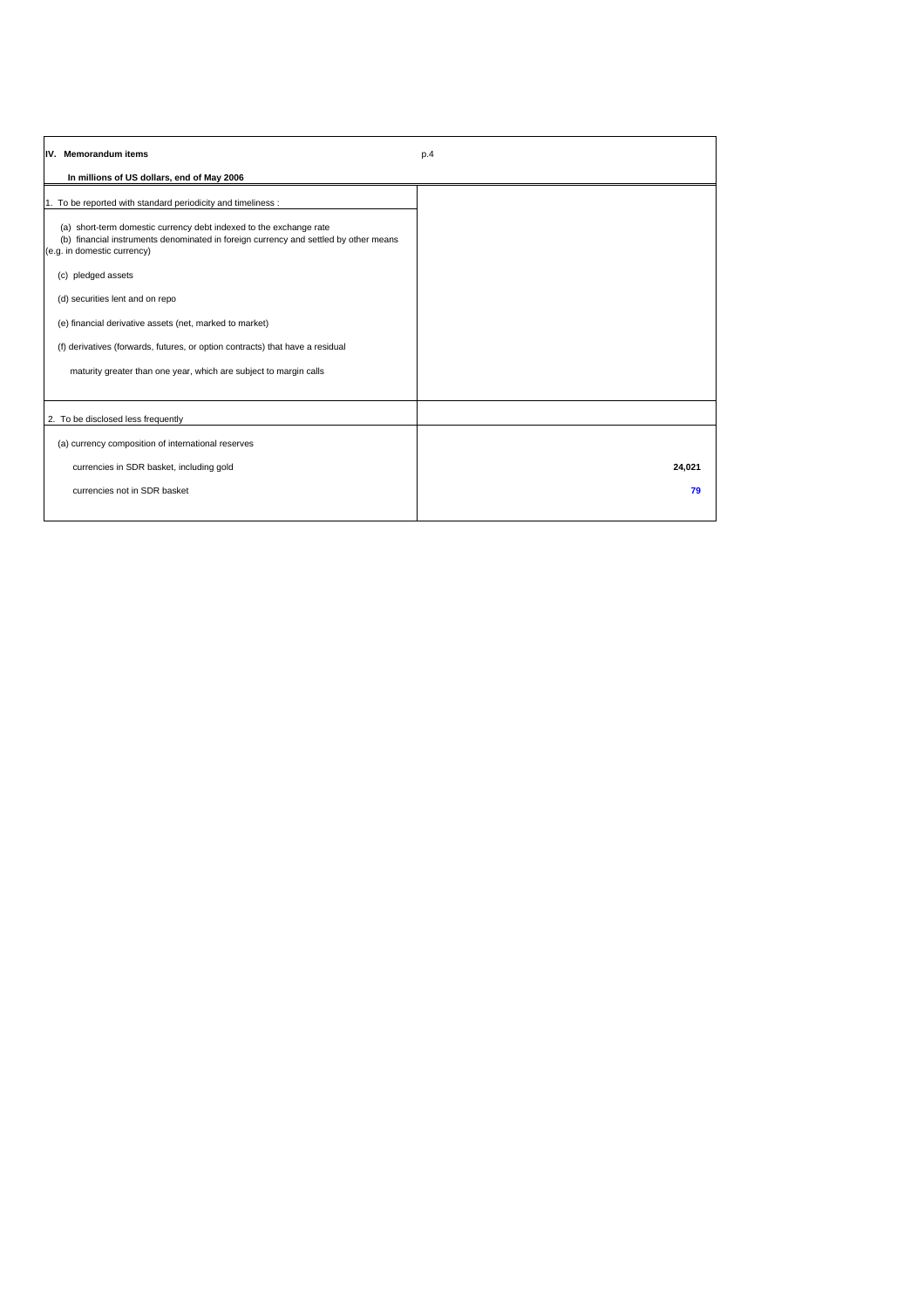| IV. Memorandum items | |
|---|---|
| **In millions of US dollars, end of May 2006** | |
| 1. To be reported with standard periodicity and timeliness : | |
| (a) short-term domestic currency debt indexed to the exchange rate | |
| (b) financial instruments denominated in foreign currency and settled by other means (e.g. in domestic currency) | |
| (c) pledged assets | |
| (d) securities lent and on repo | |
| (e) financial derivative assets (net, marked to market) | |
| (f) derivatives (forwards, futures, or option contracts) that have a residual maturity greater than one year, which are subject to margin calls | |
| 2. To be disclosed less frequently | |
| (a) currency composition of international reserves | |
| currencies in SDR basket, including gold | **24,021** |
| currencies not in SDR basket | **79** |